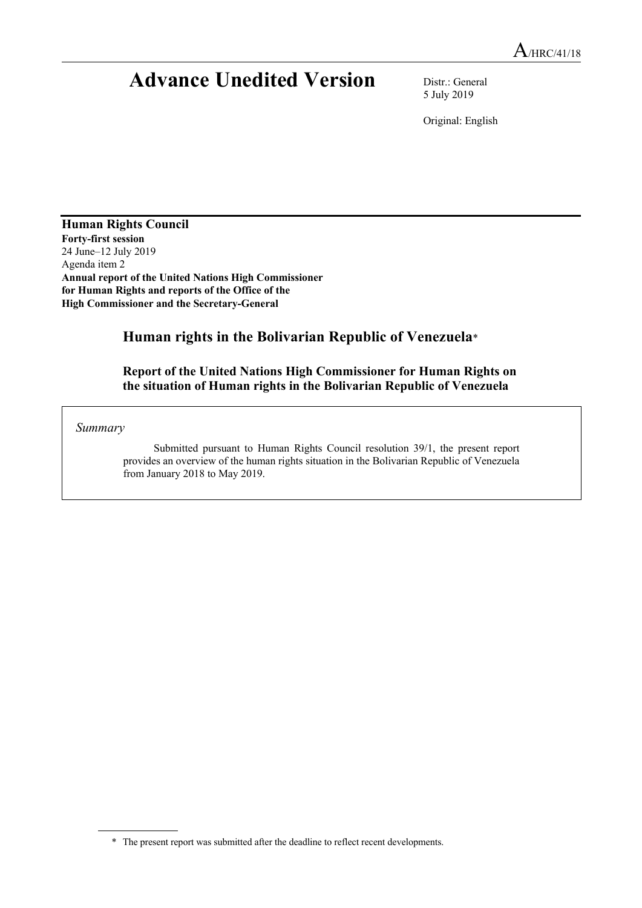A/HRC/41/18

# Advance Unedited Version

Distr.: General
5 July 2019

Original: English

**Human Rights Council**
**Forty-first session**
24 June–12 July 2019
Agenda item 2
**Annual report of the United Nations High Commissioner for Human Rights and reports of the Office of the High Commissioner and the Secretary-General**

## Human rights in the Bolivarian Republic of Venezuela*

### Report of the United Nations High Commissioner for Human Rights on the situation of Human rights in the Bolivarian Republic of Venezuela

*Summary*

Submitted pursuant to Human Rights Council resolution 39/1, the present report provides an overview of the human rights situation in the Bolivarian Republic of Venezuela from January 2018 to May 2019.

---

* The present report was submitted after the deadline to reflect recent developments.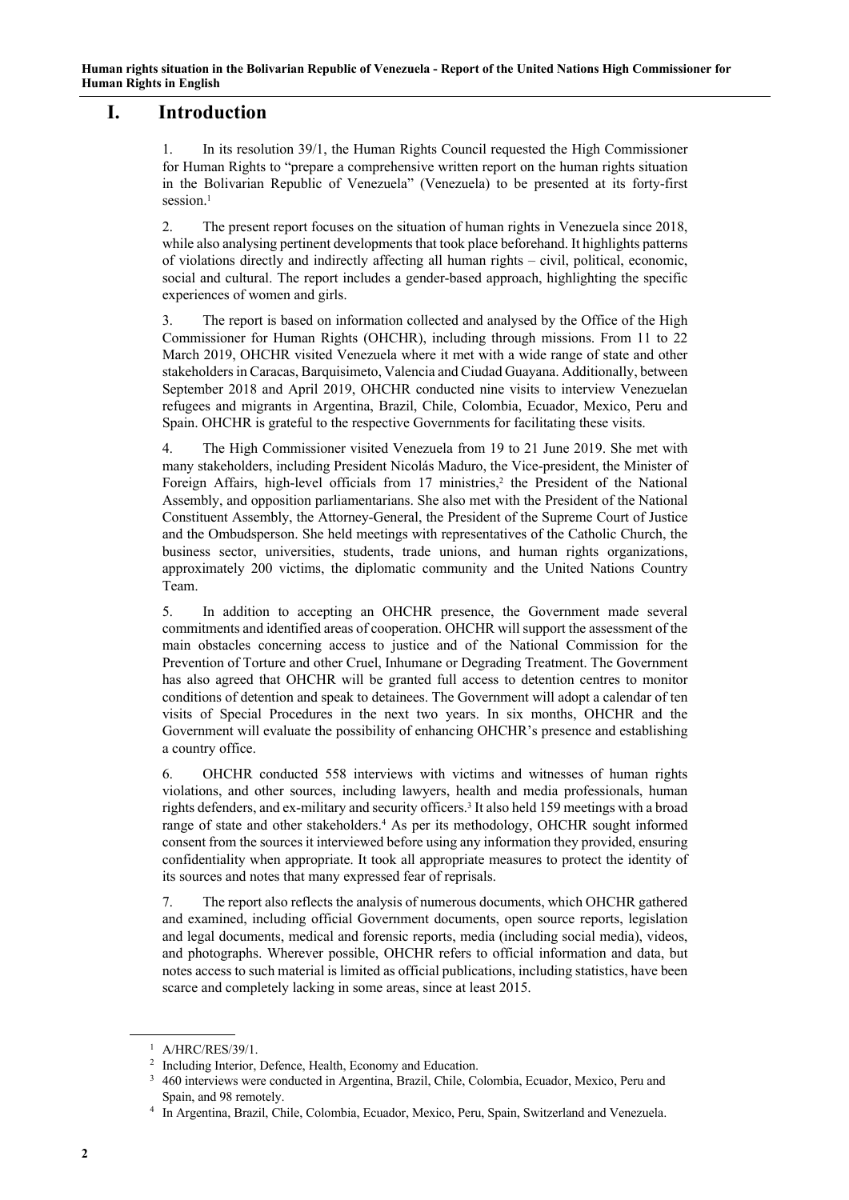# I. Introduction

1. In its resolution 39/1, the Human Rights Council requested the High Commissioner for Human Rights to "prepare a comprehensive written report on the human rights situation in the Bolivarian Republic of Venezuela" (Venezuela) to be presented at its forty-first session.[1]

2. The present report focuses on the situation of human rights in Venezuela since 2018, while also analysing pertinent developments that took place beforehand. It highlights patterns of violations directly and indirectly affecting all human rights – civil, political, economic, social and cultural. The report includes a gender-based approach, highlighting the specific experiences of women and girls.

3. The report is based on information collected and analysed by the Office of the High Commissioner for Human Rights (OHCHR), including through missions. From 11 to 22 March 2019, OHCHR visited Venezuela where it met with a wide range of state and other stakeholders in Caracas, Barquisimeto, Valencia and Ciudad Guayana. Additionally, between September 2018 and April 2019, OHCHR conducted nine visits to interview Venezuelan refugees and migrants in Argentina, Brazil, Chile, Colombia, Ecuador, Mexico, Peru and Spain. OHCHR is grateful to the respective Governments for facilitating these visits.

4. The High Commissioner visited Venezuela from 19 to 21 June 2019. She met with many stakeholders, including President Nicolás Maduro, the Vice-president, the Minister of Foreign Affairs, high-level officials from 17 ministries,[2] the President of the National Assembly, and opposition parliamentarians. She also met with the President of the National Constituent Assembly, the Attorney-General, the President of the Supreme Court of Justice and the Ombudsperson. She held meetings with representatives of the Catholic Church, the business sector, universities, students, trade unions, and human rights organizations, approximately 200 victims, the diplomatic community and the United Nations Country Team.

5. In addition to accepting an OHCHR presence, the Government made several commitments and identified areas of cooperation. OHCHR will support the assessment of the main obstacles concerning access to justice and of the National Commission for the Prevention of Torture and other Cruel, Inhumane or Degrading Treatment. The Government has also agreed that OHCHR will be granted full access to detention centres to monitor conditions of detention and speak to detainees. The Government will adopt a calendar of ten visits of Special Procedures in the next two years. In six months, OHCHR and the Government will evaluate the possibility of enhancing OHCHR's presence and establishing a country office.

6. OHCHR conducted 558 interviews with victims and witnesses of human rights violations, and other sources, including lawyers, health and media professionals, human rights defenders, and ex-military and security officers.[3] It also held 159 meetings with a broad range of state and other stakeholders.[4] As per its methodology, OHCHR sought informed consent from the sources it interviewed before using any information they provided, ensuring confidentiality when appropriate. It took all appropriate measures to protect the identity of its sources and notes that many expressed fear of reprisals.

7. The report also reflects the analysis of numerous documents, which OHCHR gathered and examined, including official Government documents, open source reports, legislation and legal documents, medical and forensic reports, media (including social media), videos, and photographs. Wherever possible, OHCHR refers to official information and data, but notes access to such material is limited as official publications, including statistics, have been scarce and completely lacking in some areas, since at least 2015.

---

[1] A/HRC/RES/39/1.

[2] Including Interior, Defence, Health, Economy and Education.

[3] 460 interviews were conducted in Argentina, Brazil, Chile, Colombia, Ecuador, Mexico, Peru and Spain, and 98 remotely.

[4] In Argentina, Brazil, Chile, Colombia, Ecuador, Mexico, Peru, Spain, Switzerland and Venezuela.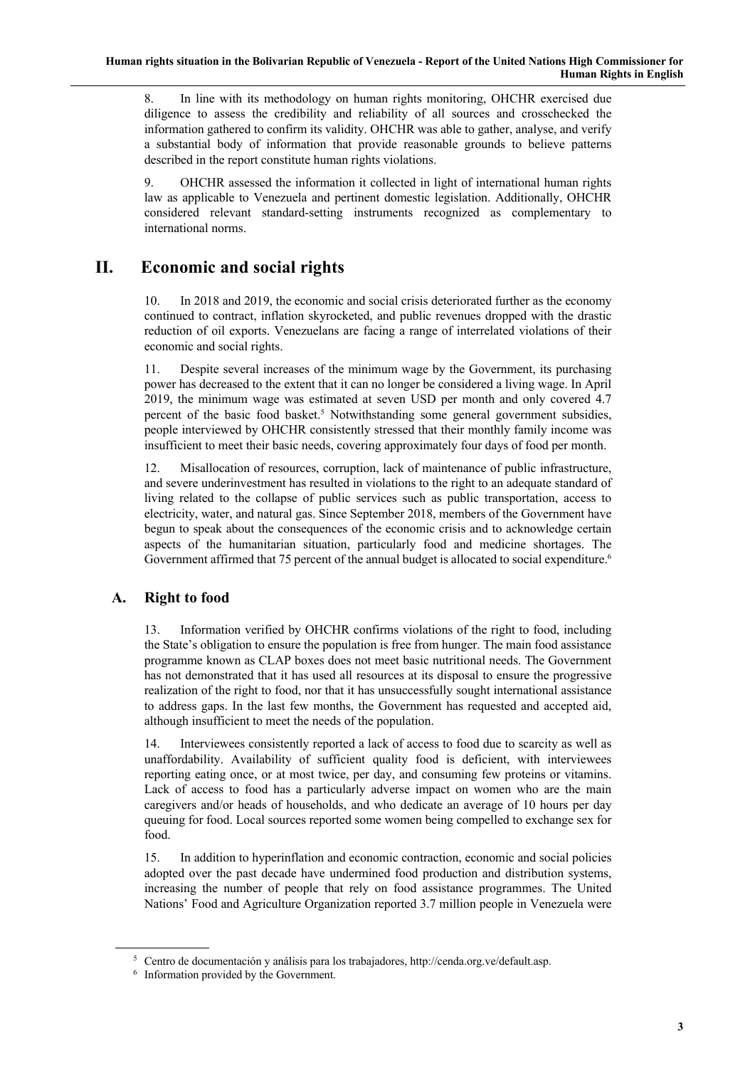8. In line with its methodology on human rights monitoring, OHCHR exercised due diligence to assess the credibility and reliability of all sources and crosschecked the information gathered to confirm its validity. OHCHR was able to gather, analyse, and verify a substantial body of information that provide reasonable grounds to believe patterns described in the report constitute human rights violations.

9. OHCHR assessed the information it collected in light of international human rights law as applicable to Venezuela and pertinent domestic legislation. Additionally, OHCHR considered relevant standard-setting instruments recognized as complementary to international norms.

# II. Economic and social rights

10. In 2018 and 2019, the economic and social crisis deteriorated further as the economy continued to contract, inflation skyrocketed, and public revenues dropped with the drastic reduction of oil exports. Venezuelans are facing a range of interrelated violations of their economic and social rights.

11. Despite several increases of the minimum wage by the Government, its purchasing power has decreased to the extent that it can no longer be considered a living wage. In April 2019, the minimum wage was estimated at seven USD per month and only covered 4.7 percent of the basic food basket.[5] Notwithstanding some general government subsidies, people interviewed by OHCHR consistently stressed that their monthly family income was insufficient to meet their basic needs, covering approximately four days of food per month.

12. Misallocation of resources, corruption, lack of maintenance of public infrastructure, and severe underinvestment has resulted in violations to the right to an adequate standard of living related to the collapse of public services such as public transportation, access to electricity, water, and natural gas. Since September 2018, members of the Government have begun to speak about the consequences of the economic crisis and to acknowledge certain aspects of the humanitarian situation, particularly food and medicine shortages. The Government affirmed that 75 percent of the annual budget is allocated to social expenditure.[6]

## A. Right to food

13. Information verified by OHCHR confirms violations of the right to food, including the State's obligation to ensure the population is free from hunger. The main food assistance programme known as CLAP boxes does not meet basic nutritional needs. The Government has not demonstrated that it has used all resources at its disposal to ensure the progressive realization of the right to food, nor that it has unsuccessfully sought international assistance to address gaps. In the last few months, the Government has requested and accepted aid, although insufficient to meet the needs of the population.

14. Interviewees consistently reported a lack of access to food due to scarcity as well as unaffordability. Availability of sufficient quality food is deficient, with interviewees reporting eating once, or at most twice, per day, and consuming few proteins or vitamins. Lack of access to food has a particularly adverse impact on women who are the main caregivers and/or heads of households, and who dedicate an average of 10 hours per day queuing for food. Local sources reported some women being compelled to exchange sex for food.

15. In addition to hyperinflation and economic contraction, economic and social policies adopted over the past decade have undermined food production and distribution systems, increasing the number of people that rely on food assistance programmes. The United Nations' Food and Agriculture Organization reported 3.7 million people in Venezuela were

---

[5] Centro de documentación y análisis para los trabajadores, http://cenda.org.ve/default.asp.

[6] Information provided by the Government.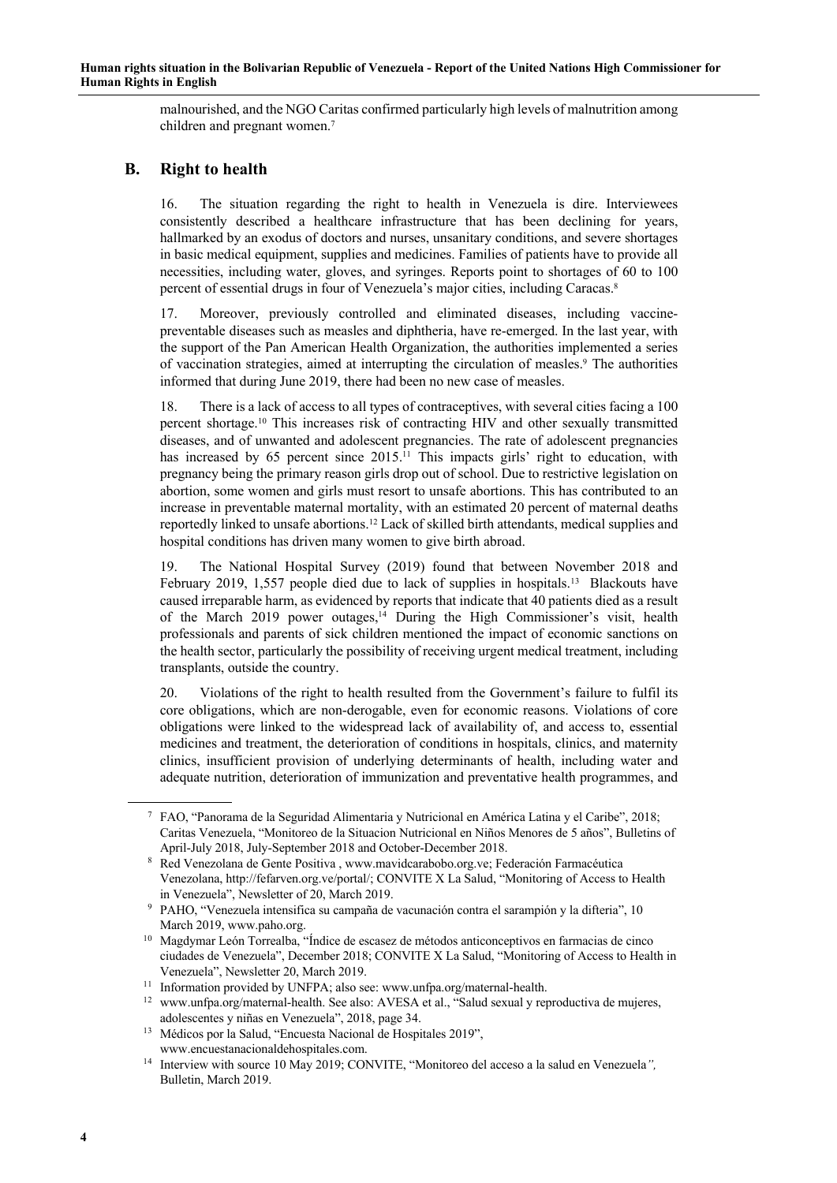malnourished, and the NGO Caritas confirmed particularly high levels of malnutrition among children and pregnant women.[7]

## B. Right to health

16. The situation regarding the right to health in Venezuela is dire. Interviewees consistently described a healthcare infrastructure that has been declining for years, hallmarked by an exodus of doctors and nurses, unsanitary conditions, and severe shortages in basic medical equipment, supplies and medicines. Families of patients have to provide all necessities, including water, gloves, and syringes. Reports point to shortages of 60 to 100 percent of essential drugs in four of Venezuela's major cities, including Caracas.[8]

17. Moreover, previously controlled and eliminated diseases, including vaccine-preventable diseases such as measles and diphtheria, have re-emerged. In the last year, with the support of the Pan American Health Organization, the authorities implemented a series of vaccination strategies, aimed at interrupting the circulation of measles.[9] The authorities informed that during June 2019, there had been no new case of measles.

18. There is a lack of access to all types of contraceptives, with several cities facing a 100 percent shortage.[10] This increases risk of contracting HIV and other sexually transmitted diseases, and of unwanted and adolescent pregnancies. The rate of adolescent pregnancies has increased by 65 percent since 2015.[11] This impacts girls' right to education, with pregnancy being the primary reason girls drop out of school. Due to restrictive legislation on abortion, some women and girls must resort to unsafe abortions. This has contributed to an increase in preventable maternal mortality, with an estimated 20 percent of maternal deaths reportedly linked to unsafe abortions.[12] Lack of skilled birth attendants, medical supplies and hospital conditions has driven many women to give birth abroad.

19. The National Hospital Survey (2019) found that between November 2018 and February 2019, 1,557 people died due to lack of supplies in hospitals.[13] Blackouts have caused irreparable harm, as evidenced by reports that indicate that 40 patients died as a result of the March 2019 power outages,[14] During the High Commissioner's visit, health professionals and parents of sick children mentioned the impact of economic sanctions on the health sector, particularly the possibility of receiving urgent medical treatment, including transplants, outside the country.

20. Violations of the right to health resulted from the Government's failure to fulfil its core obligations, which are non-derogable, even for economic reasons. Violations of core obligations were linked to the widespread lack of availability of, and access to, essential medicines and treatment, the deterioration of conditions in hospitals, clinics, and maternity clinics, insufficient provision of underlying determinants of health, including water and adequate nutrition, deterioration of immunization and preventative health programmes, and

---

[7] FAO, "Panorama de la Seguridad Alimentaria y Nutricional en América Latina y el Caribe", 2018; Caritas Venezuela, "Monitoreo de la Situacion Nutricional en Niños Menores de 5 años", Bulletins of April-July 2018, July-September 2018 and October-December 2018.

[8] Red Venezolana de Gente Positiva , www.mavidcarabobo.org.ve; Federación Farmacéutica Venezolana, http://fefarven.org.ve/portal/; CONVITE X La Salud, "Monitoring of Access to Health in Venezuela", Newsletter of 20, March 2019.

[9] PAHO, "Venezuela intensifica su campaña de vacunación contra el sarampión y la difteria", 10 March 2019, www.paho.org.

[10] Magdymar León Torrealba, "Índice de escasez de métodos anticonceptivos en farmacias de cinco ciudades de Venezuela", December 2018; CONVITE X La Salud, "Monitoring of Access to Health in Venezuela", Newsletter 20, March 2019.

[11] Information provided by UNFPA; also see: www.unfpa.org/maternal-health.

[12] www.unfpa.org/maternal-health. See also: AVESA et al., "Salud sexual y reproductiva de mujeres, adolescentes y niñas en Venezuela", 2018, page 34.

[13] Médicos por la Salud, "Encuesta Nacional de Hospitales 2019", www.encuestanacionaldehospitales.com.

[14] Interview with source 10 May 2019; CONVITE, "Monitoreo del acceso a la salud en Venezuela", Bulletin, March 2019.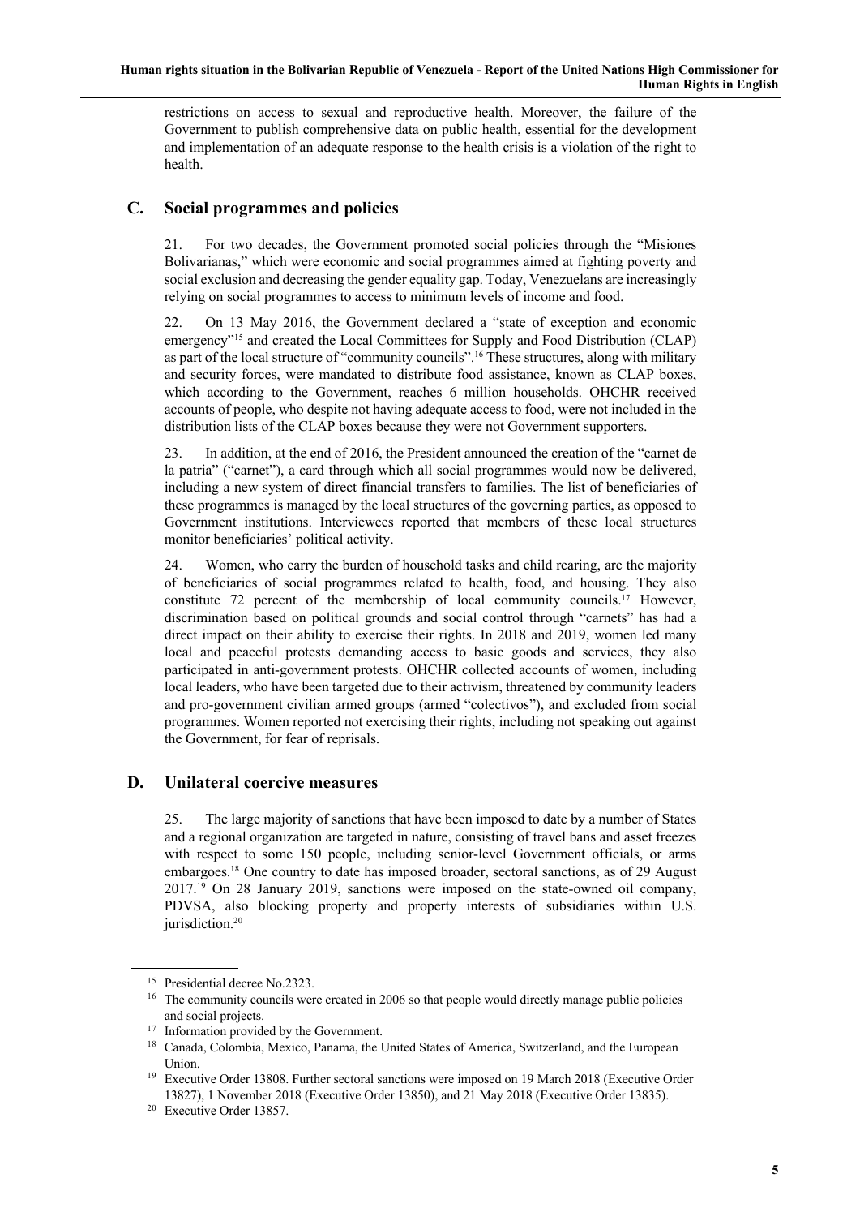restrictions on access to sexual and reproductive health. Moreover, the failure of the Government to publish comprehensive data on public health, essential for the development and implementation of an adequate response to the health crisis is a violation of the right to health.

## C. Social programmes and policies

21. For two decades, the Government promoted social policies through the "Misiones Bolivarianas," which were economic and social programmes aimed at fighting poverty and social exclusion and decreasing the gender equality gap. Today, Venezuelans are increasingly relying on social programmes to access to minimum levels of income and food.

22. On 13 May 2016, the Government declared a "state of exception and economic emergency"[15] and created the Local Committees for Supply and Food Distribution (CLAP) as part of the local structure of "community councils".[16] These structures, along with military and security forces, were mandated to distribute food assistance, known as CLAP boxes, which according to the Government, reaches 6 million households. OHCHR received accounts of people, who despite not having adequate access to food, were not included in the distribution lists of the CLAP boxes because they were not Government supporters.

23. In addition, at the end of 2016, the President announced the creation of the "carnet de la patria" ("carnet"), a card through which all social programmes would now be delivered, including a new system of direct financial transfers to families. The list of beneficiaries of these programmes is managed by the local structures of the governing parties, as opposed to Government institutions. Interviewees reported that members of these local structures monitor beneficiaries' political activity.

24. Women, who carry the burden of household tasks and child rearing, are the majority of beneficiaries of social programmes related to health, food, and housing. They also constitute 72 percent of the membership of local community councils.[17] However, discrimination based on political grounds and social control through "carnets" has had a direct impact on their ability to exercise their rights. In 2018 and 2019, women led many local and peaceful protests demanding access to basic goods and services, they also participated in anti-government protests. OHCHR collected accounts of women, including local leaders, who have been targeted due to their activism, threatened by community leaders and pro-government civilian armed groups (armed "colectivos"), and excluded from social programmes. Women reported not exercising their rights, including not speaking out against the Government, for fear of reprisals.

## D. Unilateral coercive measures

25. The large majority of sanctions that have been imposed to date by a number of States and a regional organization are targeted in nature, consisting of travel bans and asset freezes with respect to some 150 people, including senior-level Government officials, or arms embargoes.[18] One country to date has imposed broader, sectoral sanctions, as of 29 August 2017.[19] On 28 January 2019, sanctions were imposed on the state-owned oil company, PDVSA, also blocking property and property interests of subsidiaries within U.S. jurisdiction.[20]

---

[15] Presidential decree No.2323.

[16] The community councils were created in 2006 so that people would directly manage public policies and social projects.

[17] Information provided by the Government.

[18] Canada, Colombia, Mexico, Panama, the United States of America, Switzerland, and the European Union.

[19] Executive Order 13808. Further sectoral sanctions were imposed on 19 March 2018 (Executive Order 13827), 1 November 2018 (Executive Order 13850), and 21 May 2018 (Executive Order 13835).

[20] Executive Order 13857.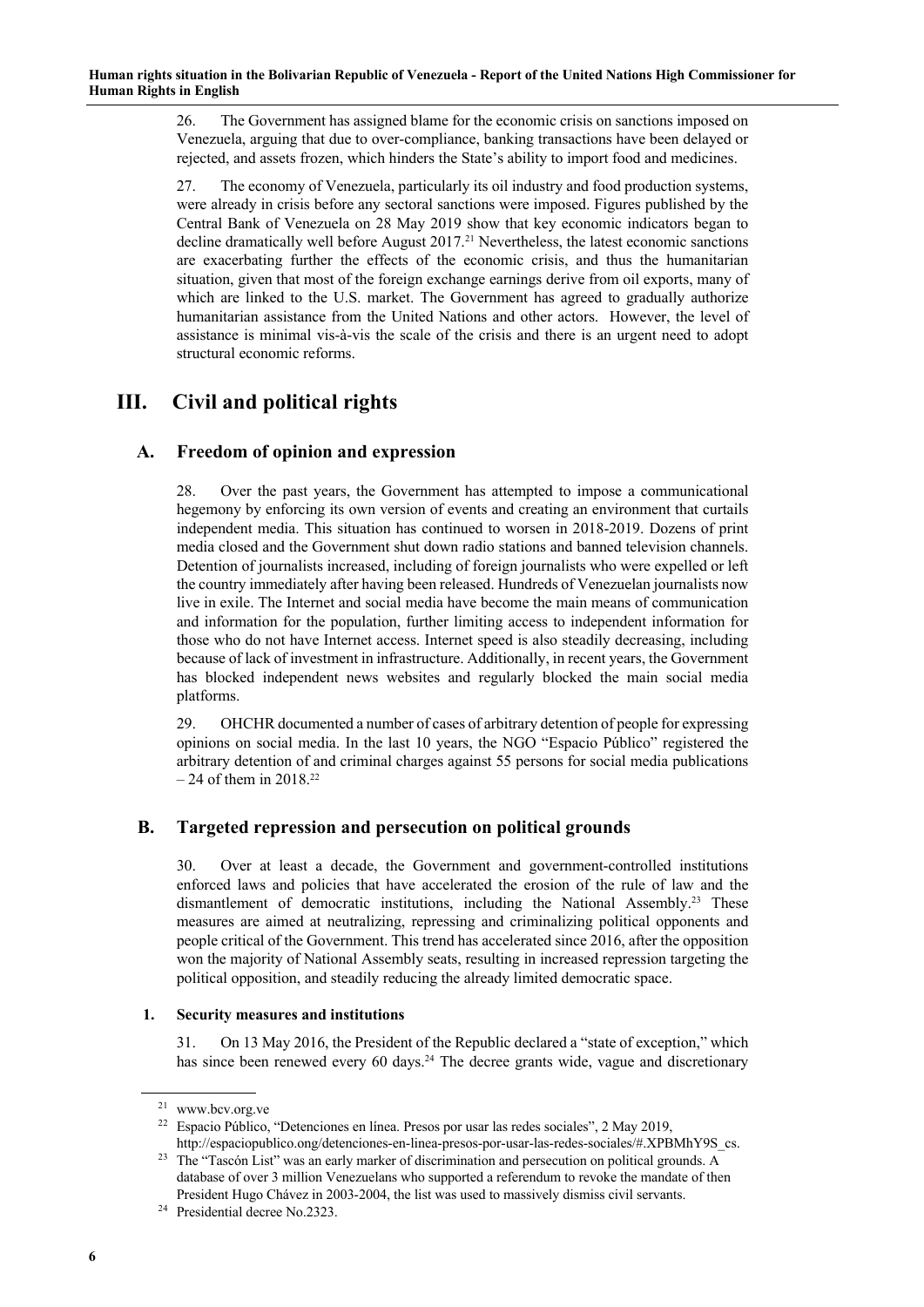26. The Government has assigned blame for the economic crisis on sanctions imposed on Venezuela, arguing that due to over-compliance, banking transactions have been delayed or rejected, and assets frozen, which hinders the State's ability to import food and medicines.

27. The economy of Venezuela, particularly its oil industry and food production systems, were already in crisis before any sectoral sanctions were imposed. Figures published by the Central Bank of Venezuela on 28 May 2019 show that key economic indicators began to decline dramatically well before August 2017.[21] Nevertheless, the latest economic sanctions are exacerbating further the effects of the economic crisis, and thus the humanitarian situation, given that most of the foreign exchange earnings derive from oil exports, many of which are linked to the U.S. market. The Government has agreed to gradually authorize humanitarian assistance from the United Nations and other actors. However, the level of assistance is minimal vis-à-vis the scale of the crisis and there is an urgent need to adopt structural economic reforms.

# III. Civil and political rights

## A. Freedom of opinion and expression

28. Over the past years, the Government has attempted to impose a communicational hegemony by enforcing its own version of events and creating an environment that curtails independent media. This situation has continued to worsen in 2018-2019. Dozens of print media closed and the Government shut down radio stations and banned television channels. Detention of journalists increased, including of foreign journalists who were expelled or left the country immediately after having been released. Hundreds of Venezuelan journalists now live in exile. The Internet and social media have become the main means of communication and information for the population, further limiting access to independent information for those who do not have Internet access. Internet speed is also steadily decreasing, including because of lack of investment in infrastructure. Additionally, in recent years, the Government has blocked independent news websites and regularly blocked the main social media platforms.

29. OHCHR documented a number of cases of arbitrary detention of people for expressing opinions on social media. In the last 10 years, the NGO "Espacio Público" registered the arbitrary detention of and criminal charges against 55 persons for social media publications – 24 of them in 2018.[22]

## B. Targeted repression and persecution on political grounds

30. Over at least a decade, the Government and government-controlled institutions enforced laws and policies that have accelerated the erosion of the rule of law and the dismantlement of democratic institutions, including the National Assembly.[23] These measures are aimed at neutralizing, repressing and criminalizing political opponents and people critical of the Government. This trend has accelerated since 2016, after the opposition won the majority of National Assembly seats, resulting in increased repression targeting the political opposition, and steadily reducing the already limited democratic space.

### 1. Security measures and institutions

31. On 13 May 2016, the President of the Republic declared a "state of exception," which has since been renewed every 60 days.[24] The decree grants wide, vague and discretionary

[21] www.bcv.org.ve

[22] Espacio Público, "Detenciones en línea. Presos por usar las redes sociales", 2 May 2019, http://espaciopublico.ong/detenciones-en-linea-presos-por-usar-las-redes-sociales/#.XPBMhY9S_cs.

[23] The "Tascón List" was an early marker of discrimination and persecution on political grounds. A database of over 3 million Venezuelans who supported a referendum to revoke the mandate of then President Hugo Chávez in 2003-2004, the list was used to massively dismiss civil servants.

[24] Presidential decree No.2323.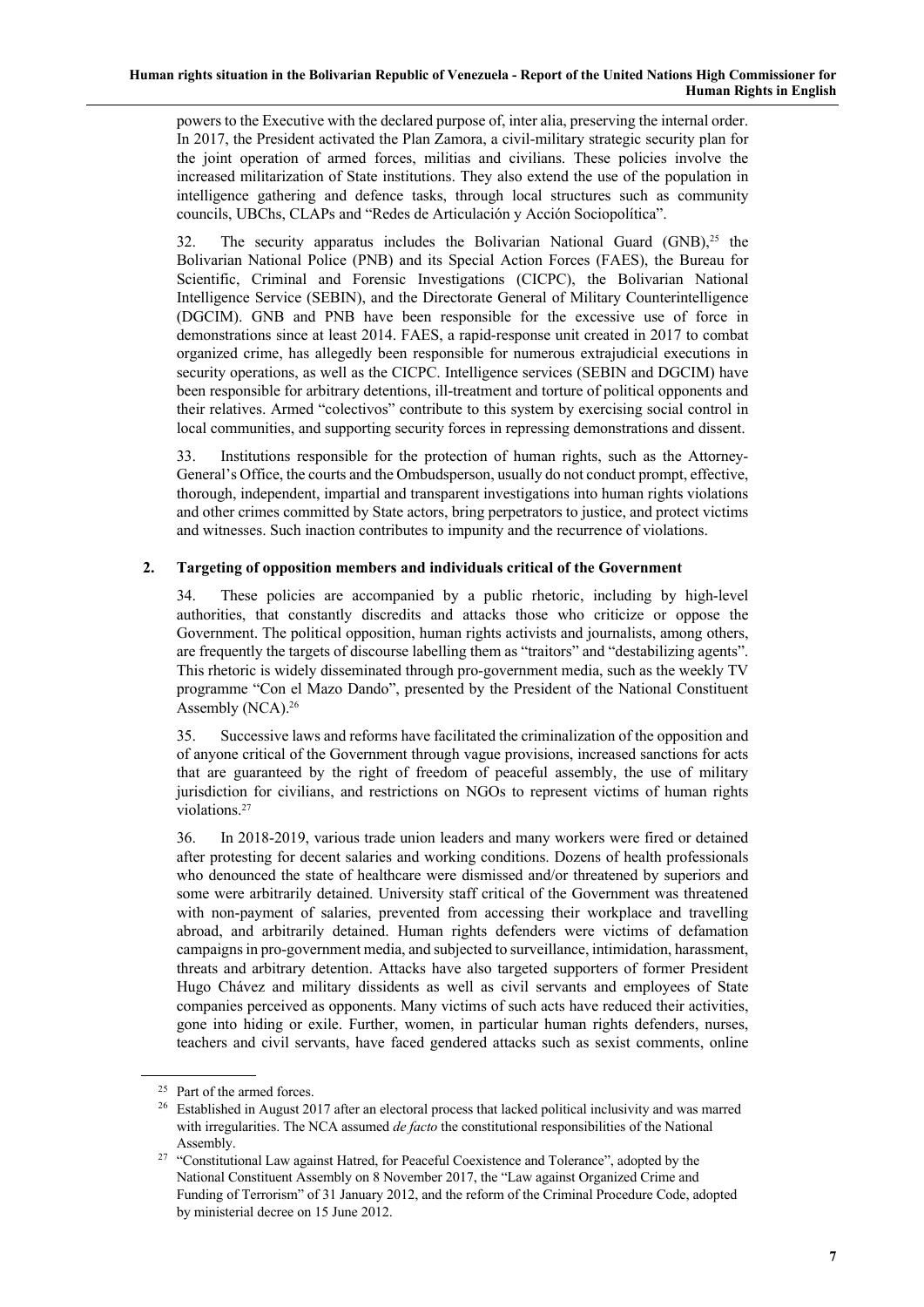powers to the Executive with the declared purpose of, inter alia, preserving the internal order. In 2017, the President activated the Plan Zamora, a civil-military strategic security plan for the joint operation of armed forces, militias and civilians. These policies involve the increased militarization of State institutions. They also extend the use of the population in intelligence gathering and defence tasks, through local structures such as community councils, UBChs, CLAPs and "Redes de Articulación y Acción Sociopolítica".

32. The security apparatus includes the Bolivarian National Guard (GNB),[25] the Bolivarian National Police (PNB) and its Special Action Forces (FAES), the Bureau for Scientific, Criminal and Forensic Investigations (CICPC), the Bolivarian National Intelligence Service (SEBIN), and the Directorate General of Military Counterintelligence (DGCIM). GNB and PNB have been responsible for the excessive use of force in demonstrations since at least 2014. FAES, a rapid-response unit created in 2017 to combat organized crime, has allegedly been responsible for numerous extrajudicial executions in security operations, as well as the CICPC. Intelligence services (SEBIN and DGCIM) have been responsible for arbitrary detentions, ill-treatment and torture of political opponents and their relatives. Armed "colectivos" contribute to this system by exercising social control in local communities, and supporting security forces in repressing demonstrations and dissent.

33. Institutions responsible for the protection of human rights, such as the Attorney-General's Office, the courts and the Ombudsperson, usually do not conduct prompt, effective, thorough, independent, impartial and transparent investigations into human rights violations and other crimes committed by State actors, bring perpetrators to justice, and protect victims and witnesses. Such inaction contributes to impunity and the recurrence of violations.

### 2. Targeting of opposition members and individuals critical of the Government

34. These policies are accompanied by a public rhetoric, including by high-level authorities, that constantly discredits and attacks those who criticize or oppose the Government. The political opposition, human rights activists and journalists, among others, are frequently the targets of discourse labelling them as "traitors" and "destabilizing agents". This rhetoric is widely disseminated through pro-government media, such as the weekly TV programme "Con el Mazo Dando", presented by the President of the National Constituent Assembly (NCA).[26]

35. Successive laws and reforms have facilitated the criminalization of the opposition and of anyone critical of the Government through vague provisions, increased sanctions for acts that are guaranteed by the right of freedom of peaceful assembly, the use of military jurisdiction for civilians, and restrictions on NGOs to represent victims of human rights violations.[27]

36. In 2018-2019, various trade union leaders and many workers were fired or detained after protesting for decent salaries and working conditions. Dozens of health professionals who denounced the state of healthcare were dismissed and/or threatened by superiors and some were arbitrarily detained. University staff critical of the Government was threatened with non-payment of salaries, prevented from accessing their workplace and travelling abroad, and arbitrarily detained. Human rights defenders were victims of defamation campaigns in pro-government media, and subjected to surveillance, intimidation, harassment, threats and arbitrary detention. Attacks have also targeted supporters of former President Hugo Chávez and military dissidents as well as civil servants and employees of State companies perceived as opponents. Many victims of such acts have reduced their activities, gone into hiding or exile. Further, women, in particular human rights defenders, nurses, teachers and civil servants, have faced gendered attacks such as sexist comments, online

---

[25] Part of the armed forces.

[26] Established in August 2017 after an electoral process that lacked political inclusivity and was marred with irregularities. The NCA assumed *de facto* the constitutional responsibilities of the National Assembly.

[27] "Constitutional Law against Hatred, for Peaceful Coexistence and Tolerance", adopted by the National Constituent Assembly on 8 November 2017, the "Law against Organized Crime and Funding of Terrorism" of 31 January 2012, and the reform of the Criminal Procedure Code, adopted by ministerial decree on 15 June 2012.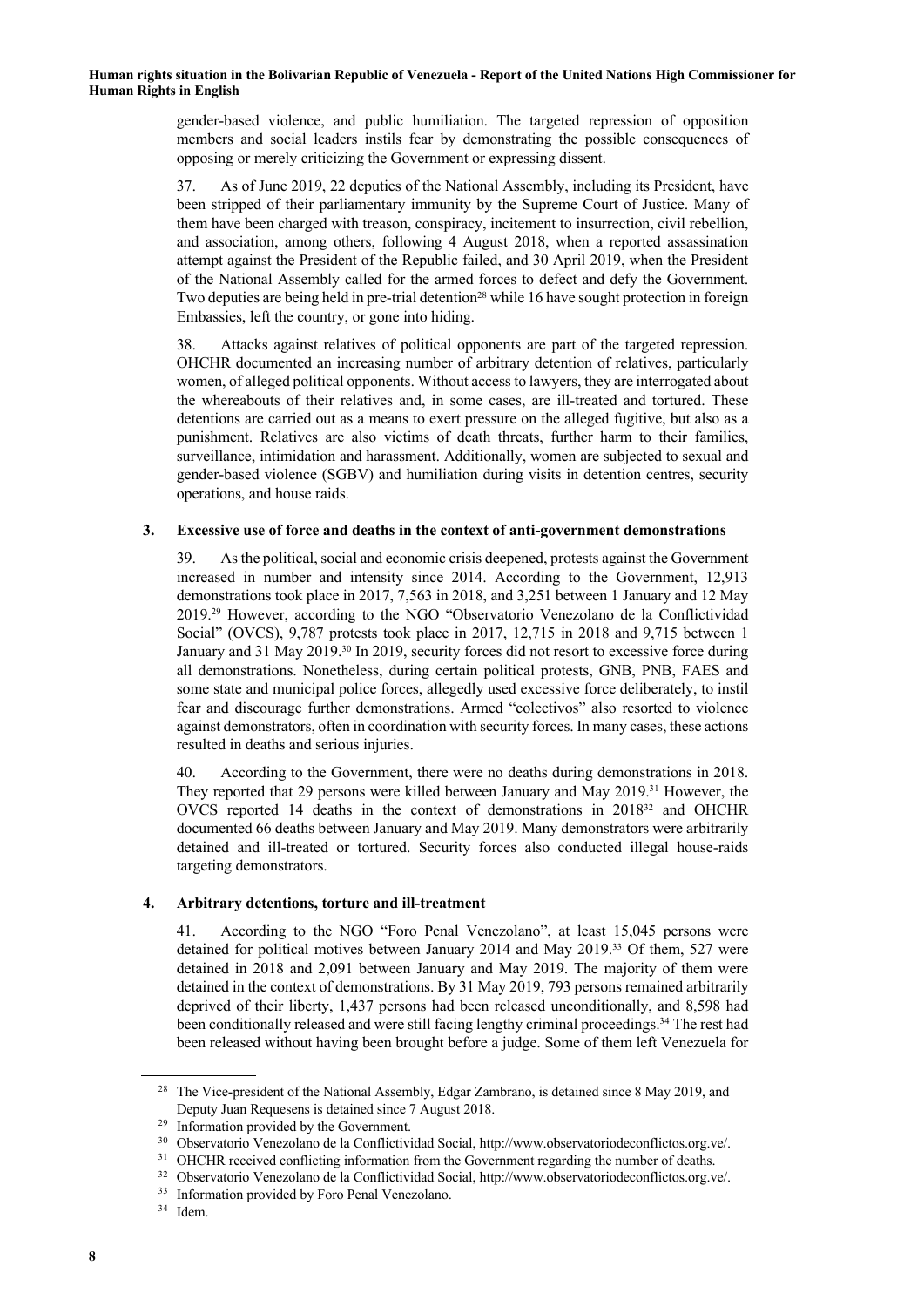gender-based violence, and public humiliation. The targeted repression of opposition members and social leaders instils fear by demonstrating the possible consequences of opposing or merely criticizing the Government or expressing dissent.

37. As of June 2019, 22 deputies of the National Assembly, including its President, have been stripped of their parliamentary immunity by the Supreme Court of Justice. Many of them have been charged with treason, conspiracy, incitement to insurrection, civil rebellion, and association, among others, following 4 August 2018, when a reported assassination attempt against the President of the Republic failed, and 30 April 2019, when the President of the National Assembly called for the armed forces to defect and defy the Government. Two deputies are being held in pre-trial detention[28] while 16 have sought protection in foreign Embassies, left the country, or gone into hiding.

38. Attacks against relatives of political opponents are part of the targeted repression. OHCHR documented an increasing number of arbitrary detention of relatives, particularly women, of alleged political opponents. Without access to lawyers, they are interrogated about the whereabouts of their relatives and, in some cases, are ill-treated and tortured. These detentions are carried out as a means to exert pressure on the alleged fugitive, but also as a punishment. Relatives are also victims of death threats, further harm to their families, surveillance, intimidation and harassment. Additionally, women are subjected to sexual and gender-based violence (SGBV) and humiliation during visits in detention centres, security operations, and house raids.

### 3. Excessive use of force and deaths in the context of anti-government demonstrations

39. As the political, social and economic crisis deepened, protests against the Government increased in number and intensity since 2014. According to the Government, 12,913 demonstrations took place in 2017, 7,563 in 2018, and 3,251 between 1 January and 12 May 2019.[29] However, according to the NGO "Observatorio Venezolano de la Conflictividad Social" (OVCS), 9,787 protests took place in 2017, 12,715 in 2018 and 9,715 between 1 January and 31 May 2019.[30] In 2019, security forces did not resort to excessive force during all demonstrations. Nonetheless, during certain political protests, GNB, PNB, FAES and some state and municipal police forces, allegedly used excessive force deliberately, to instil fear and discourage further demonstrations. Armed "colectivos" also resorted to violence against demonstrators, often in coordination with security forces. In many cases, these actions resulted in deaths and serious injuries.

40. According to the Government, there were no deaths during demonstrations in 2018. They reported that 29 persons were killed between January and May 2019.[31] However, the OVCS reported 14 deaths in the context of demonstrations in 2018[32] and OHCHR documented 66 deaths between January and May 2019. Many demonstrators were arbitrarily detained and ill-treated or tortured. Security forces also conducted illegal house-raids targeting demonstrators.

### 4. Arbitrary detentions, torture and ill-treatment

41. According to the NGO "Foro Penal Venezolano", at least 15,045 persons were detained for political motives between January 2014 and May 2019.[33] Of them, 527 were detained in 2018 and 2,091 between January and May 2019. The majority of them were detained in the context of demonstrations. By 31 May 2019, 793 persons remained arbitrarily deprived of their liberty, 1,437 persons had been released unconditionally, and 8,598 had been conditionally released and were still facing lengthy criminal proceedings.[34] The rest had been released without having been brought before a judge. Some of them left Venezuela for

---

[28] The Vice-president of the National Assembly, Edgar Zambrano, is detained since 8 May 2019, and Deputy Juan Requesens is detained since 7 August 2018.

[29] Information provided by the Government.

[30] Observatorio Venezolano de la Conflictividad Social, http://www.observatoriodeconflictos.org.ve/.

[31] OHCHR received conflicting information from the Government regarding the number of deaths.

[32] Observatorio Venezolano de la Conflictividad Social, http://www.observatoriodeconflictos.org.ve/.

[33] Information provided by Foro Penal Venezolano.

[34] Idem.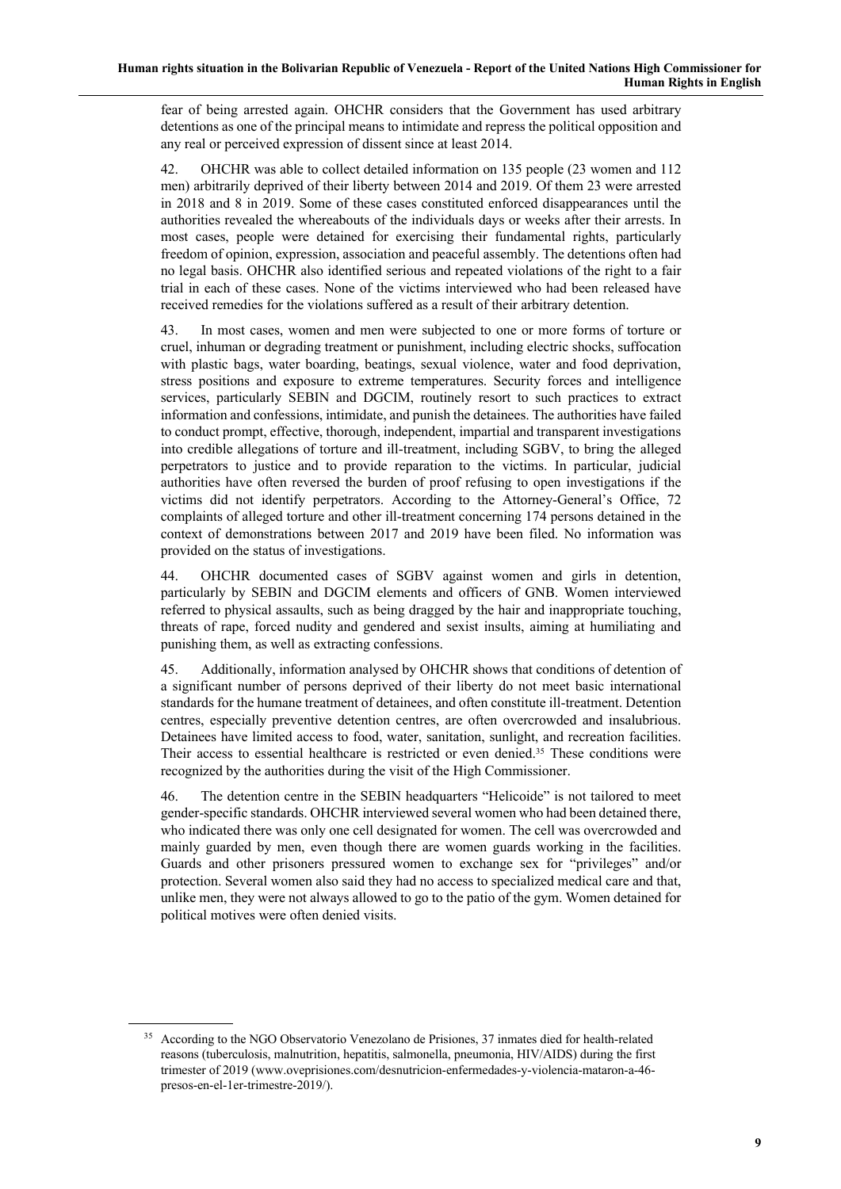fear of being arrested again. OHCHR considers that the Government has used arbitrary detentions as one of the principal means to intimidate and repress the political opposition and any real or perceived expression of dissent since at least 2014.

42. OHCHR was able to collect detailed information on 135 people (23 women and 112 men) arbitrarily deprived of their liberty between 2014 and 2019. Of them 23 were arrested in 2018 and 8 in 2019. Some of these cases constituted enforced disappearances until the authorities revealed the whereabouts of the individuals days or weeks after their arrests. In most cases, people were detained for exercising their fundamental rights, particularly freedom of opinion, expression, association and peaceful assembly. The detentions often had no legal basis. OHCHR also identified serious and repeated violations of the right to a fair trial in each of these cases. None of the victims interviewed who had been released have received remedies for the violations suffered as a result of their arbitrary detention.

43. In most cases, women and men were subjected to one or more forms of torture or cruel, inhuman or degrading treatment or punishment, including electric shocks, suffocation with plastic bags, water boarding, beatings, sexual violence, water and food deprivation, stress positions and exposure to extreme temperatures. Security forces and intelligence services, particularly SEBIN and DGCIM, routinely resort to such practices to extract information and confessions, intimidate, and punish the detainees. The authorities have failed to conduct prompt, effective, thorough, independent, impartial and transparent investigations into credible allegations of torture and ill-treatment, including SGBV, to bring the alleged perpetrators to justice and to provide reparation to the victims. In particular, judicial authorities have often reversed the burden of proof refusing to open investigations if the victims did not identify perpetrators. According to the Attorney-General's Office, 72 complaints of alleged torture and other ill-treatment concerning 174 persons detained in the context of demonstrations between 2017 and 2019 have been filed. No information was provided on the status of investigations.

44. OHCHR documented cases of SGBV against women and girls in detention, particularly by SEBIN and DGCIM elements and officers of GNB. Women interviewed referred to physical assaults, such as being dragged by the hair and inappropriate touching, threats of rape, forced nudity and gendered and sexist insults, aiming at humiliating and punishing them, as well as extracting confessions.

45. Additionally, information analysed by OHCHR shows that conditions of detention of a significant number of persons deprived of their liberty do not meet basic international standards for the humane treatment of detainees, and often constitute ill-treatment. Detention centres, especially preventive detention centres, are often overcrowded and insalubrious. Detainees have limited access to food, water, sanitation, sunlight, and recreation facilities. Their access to essential healthcare is restricted or even denied.[35] These conditions were recognized by the authorities during the visit of the High Commissioner.

46. The detention centre in the SEBIN headquarters "Helicoide" is not tailored to meet gender-specific standards. OHCHR interviewed several women who had been detained there, who indicated there was only one cell designated for women. The cell was overcrowded and mainly guarded by men, even though there are women guards working in the facilities. Guards and other prisoners pressured women to exchange sex for "privileges" and/or protection. Several women also said they had no access to specialized medical care and that, unlike men, they were not always allowed to go to the patio of the gym. Women detained for political motives were often denied visits.

---

[35] According to the NGO Observatorio Venezolano de Prisiones, 37 inmates died for health-related reasons (tuberculosis, malnutrition, hepatitis, salmonella, pneumonia, HIV/AIDS) during the first trimester of 2019 (www.oveprisiones.com/desnutricion-enfermedades-y-violencia-mataron-a-46-presos-en-el-1er-trimestre-2019/).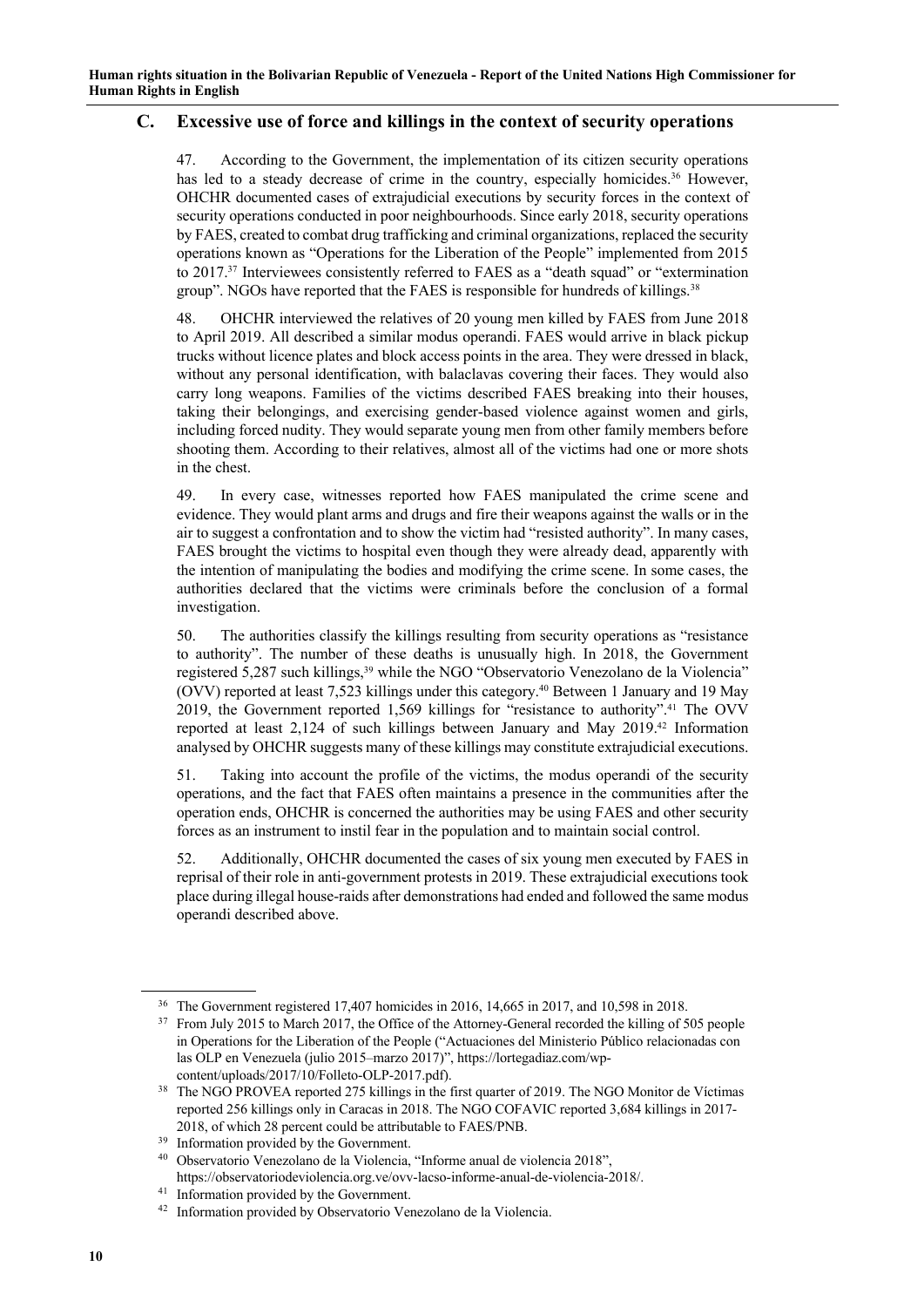## C. Excessive use of force and killings in the context of security operations

47. According to the Government, the implementation of its citizen security operations has led to a steady decrease of crime in the country, especially homicides.[36] However, OHCHR documented cases of extrajudicial executions by security forces in the context of security operations conducted in poor neighbourhoods. Since early 2018, security operations by FAES, created to combat drug trafficking and criminal organizations, replaced the security operations known as "Operations for the Liberation of the People" implemented from 2015 to 2017.[37] Interviewees consistently referred to FAES as a "death squad" or "extermination group". NGOs have reported that the FAES is responsible for hundreds of killings.[38]

48. OHCHR interviewed the relatives of 20 young men killed by FAES from June 2018 to April 2019. All described a similar modus operandi. FAES would arrive in black pickup trucks without licence plates and block access points in the area. They were dressed in black, without any personal identification, with balaclavas covering their faces. They would also carry long weapons. Families of the victims described FAES breaking into their houses, taking their belongings, and exercising gender-based violence against women and girls, including forced nudity. They would separate young men from other family members before shooting them. According to their relatives, almost all of the victims had one or more shots in the chest.

49. In every case, witnesses reported how FAES manipulated the crime scene and evidence. They would plant arms and drugs and fire their weapons against the walls or in the air to suggest a confrontation and to show the victim had "resisted authority". In many cases, FAES brought the victims to hospital even though they were already dead, apparently with the intention of manipulating the bodies and modifying the crime scene. In some cases, the authorities declared that the victims were criminals before the conclusion of a formal investigation.

50. The authorities classify the killings resulting from security operations as "resistance to authority". The number of these deaths is unusually high. In 2018, the Government registered 5,287 such killings,[39] while the NGO "Observatorio Venezolano de la Violencia" (OVV) reported at least 7,523 killings under this category.[40] Between 1 January and 19 May 2019, the Government reported 1,569 killings for "resistance to authority".[41] The OVV reported at least 2,124 of such killings between January and May 2019.[42] Information analysed by OHCHR suggests many of these killings may constitute extrajudicial executions.

51. Taking into account the profile of the victims, the modus operandi of the security operations, and the fact that FAES often maintains a presence in the communities after the operation ends, OHCHR is concerned the authorities may be using FAES and other security forces as an instrument to instil fear in the population and to maintain social control.

52. Additionally, OHCHR documented the cases of six young men executed by FAES in reprisal of their role in anti-government protests in 2019. These extrajudicial executions took place during illegal house-raids after demonstrations had ended and followed the same modus operandi described above.

---

[36] The Government registered 17,407 homicides in 2016, 14,665 in 2017, and 10,598 in 2018.

[37] From July 2015 to March 2017, the Office of the Attorney-General recorded the killing of 505 people in Operations for the Liberation of the People ("Actuaciones del Ministerio Público relacionadas con las OLP en Venezuela (julio 2015–marzo 2017)", https://lortegadiaz.com/wp-content/uploads/2017/10/Folleto-OLP-2017.pdf).

[38] The NGO PROVEA reported 275 killings in the first quarter of 2019. The NGO Monitor de Víctimas reported 256 killings only in Caracas in 2018. The NGO COFAVIC reported 3,684 killings in 2017-2018, of which 28 percent could be attributable to FAES/PNB.

[39] Information provided by the Government.

[40] Observatorio Venezolano de la Violencia, "Informe anual de violencia 2018", https://observatoriodeviolencia.org.ve/ovv-lacso-informe-anual-de-violencia-2018/.

[41] Information provided by the Government.

[42] Information provided by Observatorio Venezolano de la Violencia.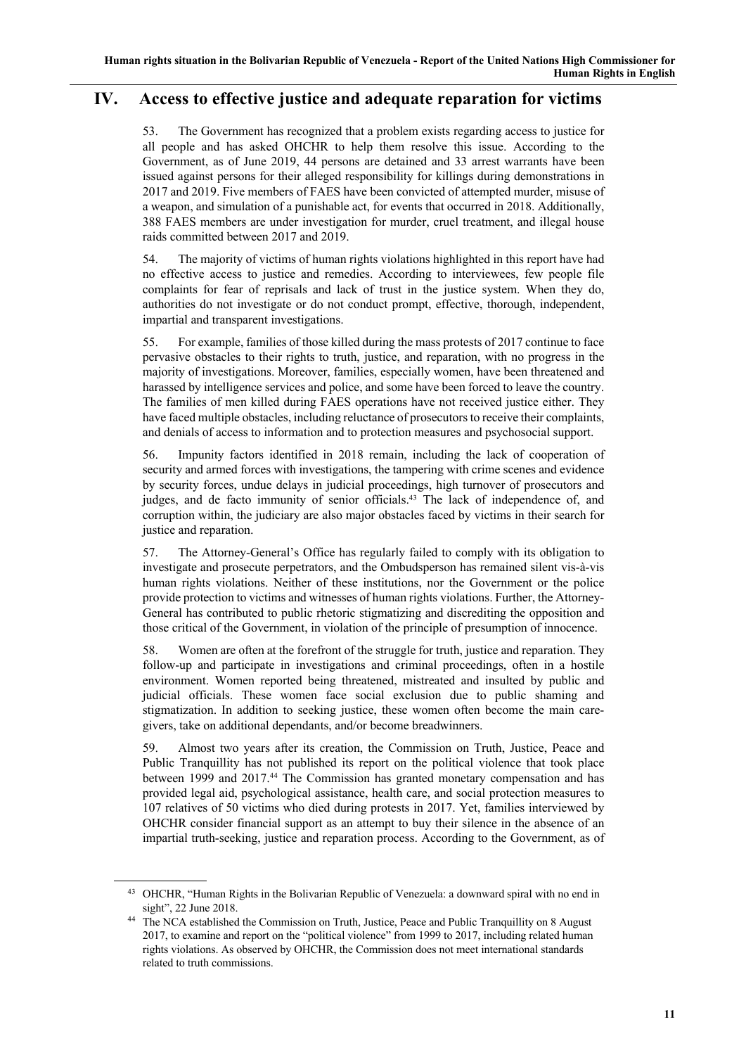## IV. Access to effective justice and adequate reparation for victims

53. The Government has recognized that a problem exists regarding access to justice for all people and has asked OHCHR to help them resolve this issue. According to the Government, as of June 2019, 44 persons are detained and 33 arrest warrants have been issued against persons for their alleged responsibility for killings during demonstrations in 2017 and 2019. Five members of FAES have been convicted of attempted murder, misuse of a weapon, and simulation of a punishable act, for events that occurred in 2018. Additionally, 388 FAES members are under investigation for murder, cruel treatment, and illegal house raids committed between 2017 and 2019.

54. The majority of victims of human rights violations highlighted in this report have had no effective access to justice and remedies. According to interviewees, few people file complaints for fear of reprisals and lack of trust in the justice system. When they do, authorities do not investigate or do not conduct prompt, effective, thorough, independent, impartial and transparent investigations.

55. For example, families of those killed during the mass protests of 2017 continue to face pervasive obstacles to their rights to truth, justice, and reparation, with no progress in the majority of investigations. Moreover, families, especially women, have been threatened and harassed by intelligence services and police, and some have been forced to leave the country. The families of men killed during FAES operations have not received justice either. They have faced multiple obstacles, including reluctance of prosecutors to receive their complaints, and denials of access to information and to protection measures and psychosocial support.

56. Impunity factors identified in 2018 remain, including the lack of cooperation of security and armed forces with investigations, the tampering with crime scenes and evidence by security forces, undue delays in judicial proceedings, high turnover of prosecutors and judges, and de facto immunity of senior officials.[43] The lack of independence of, and corruption within, the judiciary are also major obstacles faced by victims in their search for justice and reparation.

57. The Attorney-General's Office has regularly failed to comply with its obligation to investigate and prosecute perpetrators, and the Ombudsperson has remained silent vis-à-vis human rights violations. Neither of these institutions, nor the Government or the police provide protection to victims and witnesses of human rights violations. Further, the Attorney-General has contributed to public rhetoric stigmatizing and discrediting the opposition and those critical of the Government, in violation of the principle of presumption of innocence.

58. Women are often at the forefront of the struggle for truth, justice and reparation. They follow-up and participate in investigations and criminal proceedings, often in a hostile environment. Women reported being threatened, mistreated and insulted by public and judicial officials. These women face social exclusion due to public shaming and stigmatization. In addition to seeking justice, these women often become the main care-givers, take on additional dependants, and/or become breadwinners.

59. Almost two years after its creation, the Commission on Truth, Justice, Peace and Public Tranquillity has not published its report on the political violence that took place between 1999 and 2017.[44] The Commission has granted monetary compensation and has provided legal aid, psychological assistance, health care, and social protection measures to 107 relatives of 50 victims who died during protests in 2017. Yet, families interviewed by OHCHR consider financial support as an attempt to buy their silence in the absence of an impartial truth-seeking, justice and reparation process. According to the Government, as of

---

[43] OHCHR, "Human Rights in the Bolivarian Republic of Venezuela: a downward spiral with no end in sight", 22 June 2018.

[44] The NCA established the Commission on Truth, Justice, Peace and Public Tranquillity on 8 August 2017, to examine and report on the "political violence" from 1999 to 2017, including related human rights violations. As observed by OHCHR, the Commission does not meet international standards related to truth commissions.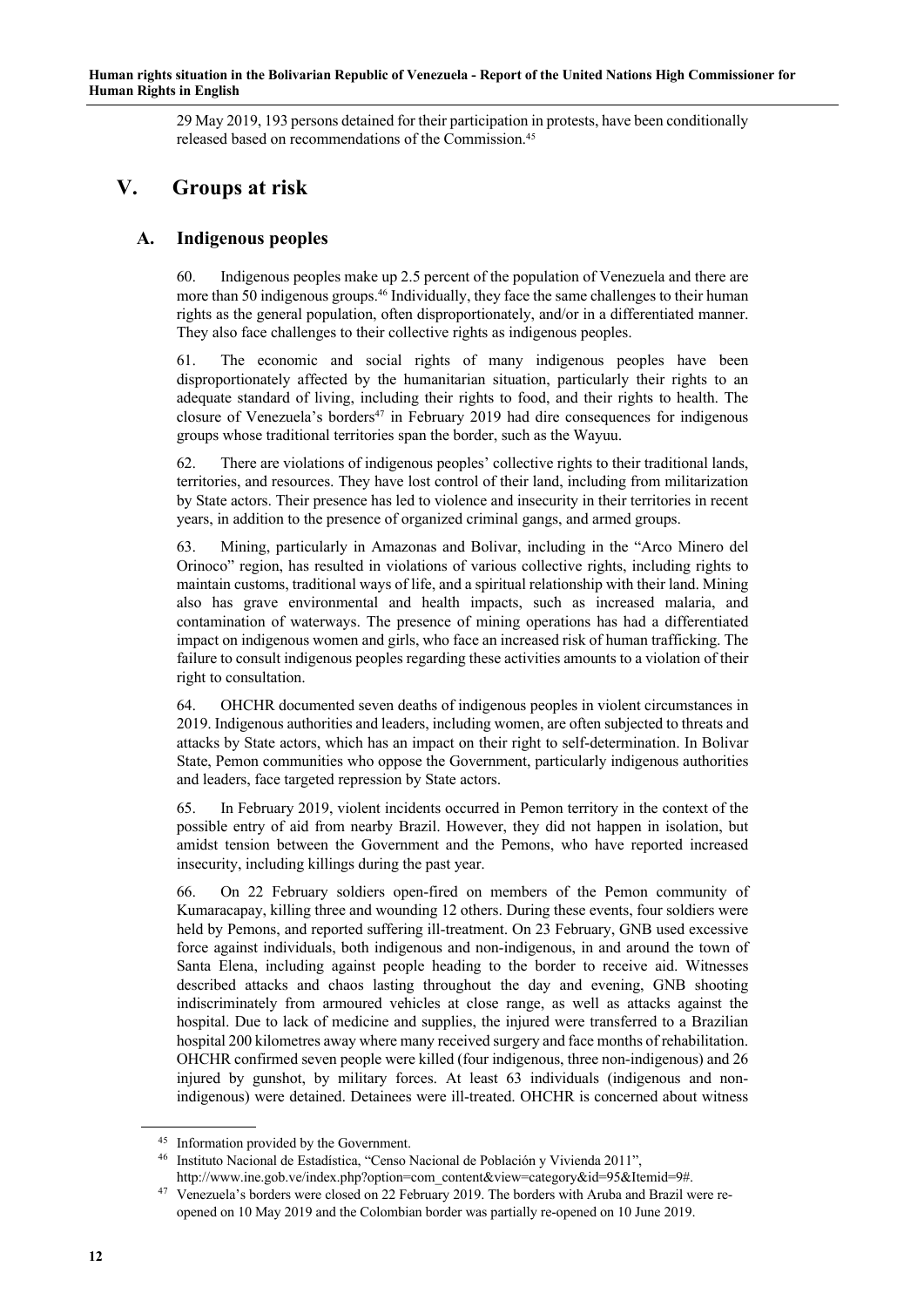29 May 2019, 193 persons detained for their participation in protests, have been conditionally released based on recommendations of the Commission.[45]

# V. Groups at risk

## A. Indigenous peoples

60. Indigenous peoples make up 2.5 percent of the population of Venezuela and there are more than 50 indigenous groups.[46] Individually, they face the same challenges to their human rights as the general population, often disproportionately, and/or in a differentiated manner. They also face challenges to their collective rights as indigenous peoples.

61. The economic and social rights of many indigenous peoples have been disproportionately affected by the humanitarian situation, particularly their rights to an adequate standard of living, including their rights to food, and their rights to health. The closure of Venezuela's borders[47] in February 2019 had dire consequences for indigenous groups whose traditional territories span the border, such as the Wayuu.

62. There are violations of indigenous peoples' collective rights to their traditional lands, territories, and resources. They have lost control of their land, including from militarization by State actors. Their presence has led to violence and insecurity in their territories in recent years, in addition to the presence of organized criminal gangs, and armed groups.

63. Mining, particularly in Amazonas and Bolivar, including in the "Arco Minero del Orinoco" region, has resulted in violations of various collective rights, including rights to maintain customs, traditional ways of life, and a spiritual relationship with their land. Mining also has grave environmental and health impacts, such as increased malaria, and contamination of waterways. The presence of mining operations has had a differentiated impact on indigenous women and girls, who face an increased risk of human trafficking. The failure to consult indigenous peoples regarding these activities amounts to a violation of their right to consultation.

64. OHCHR documented seven deaths of indigenous peoples in violent circumstances in 2019. Indigenous authorities and leaders, including women, are often subjected to threats and attacks by State actors, which has an impact on their right to self-determination. In Bolivar State, Pemon communities who oppose the Government, particularly indigenous authorities and leaders, face targeted repression by State actors.

65. In February 2019, violent incidents occurred in Pemon territory in the context of the possible entry of aid from nearby Brazil. However, they did not happen in isolation, but amidst tension between the Government and the Pemons, who have reported increased insecurity, including killings during the past year.

66. On 22 February soldiers open-fired on members of the Pemon community of Kumaracapay, killing three and wounding 12 others. During these events, four soldiers were held by Pemons, and reported suffering ill-treatment. On 23 February, GNB used excessive force against individuals, both indigenous and non-indigenous, in and around the town of Santa Elena, including against people heading to the border to receive aid. Witnesses described attacks and chaos lasting throughout the day and evening, GNB shooting indiscriminately from armoured vehicles at close range, as well as attacks against the hospital. Due to lack of medicine and supplies, the injured were transferred to a Brazilian hospital 200 kilometres away where many received surgery and face months of rehabilitation. OHCHR confirmed seven people were killed (four indigenous, three non-indigenous) and 26 injured by gunshot, by military forces. At least 63 individuals (indigenous and non-indigenous) were detained. Detainees were ill-treated. OHCHR is concerned about witness

---

[45] Information provided by the Government.

[46] Instituto Nacional de Estadística, "Censo Nacional de Población y Vivienda 2011", http://www.ine.gob.ve/index.php?option=com_content&view=category&id=95&Itemid=9#.

[47] Venezuela's borders were closed on 22 February 2019. The borders with Aruba and Brazil were re-opened on 10 May 2019 and the Colombian border was partially re-opened on 10 June 2019.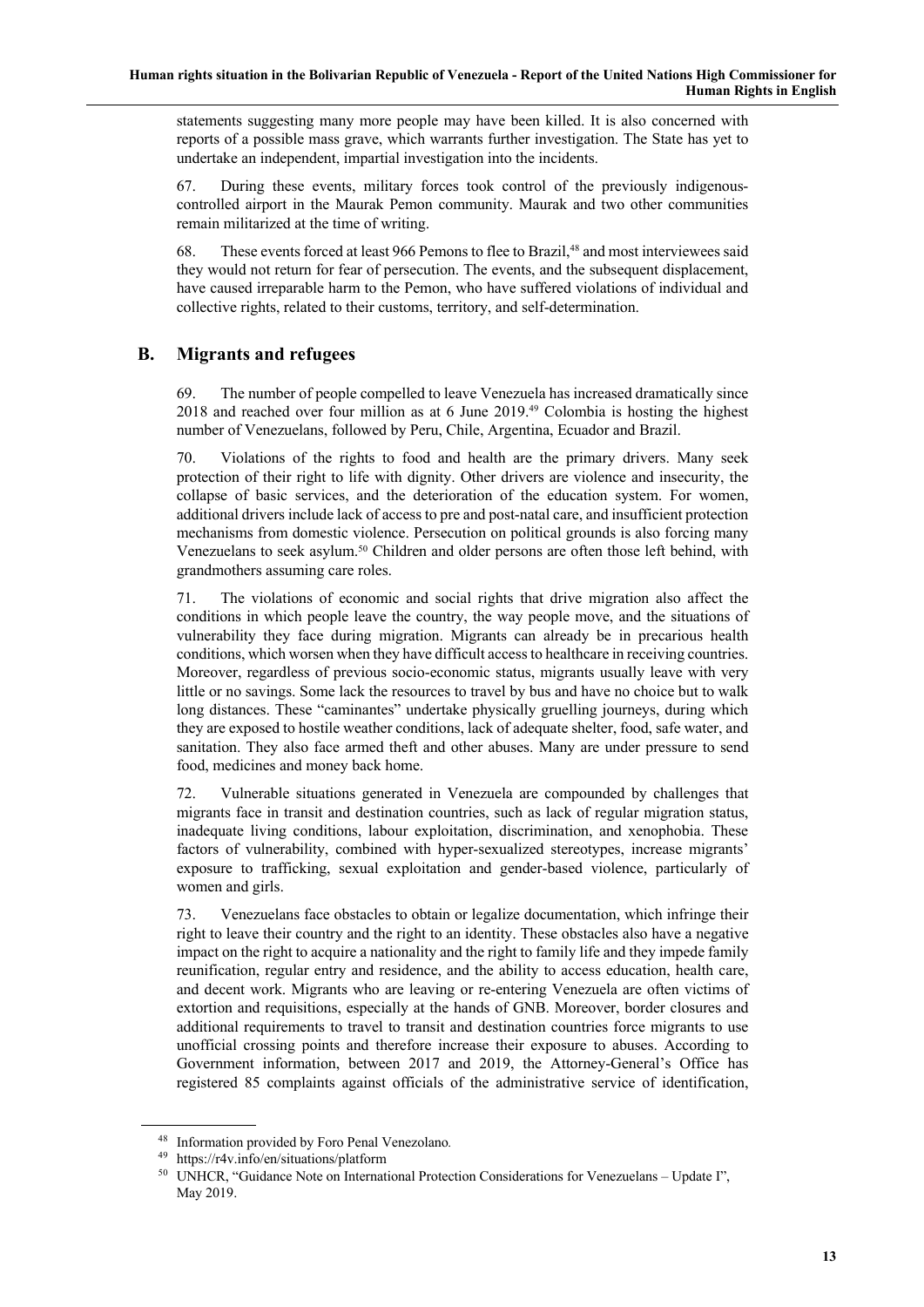statements suggesting many more people may have been killed. It is also concerned with reports of a possible mass grave, which warrants further investigation. The State has yet to undertake an independent, impartial investigation into the incidents.

67. During these events, military forces took control of the previously indigenous-controlled airport in the Maurak Pemon community. Maurak and two other communities remain militarized at the time of writing.

68. These events forced at least 966 Pemons to flee to Brazil,[48] and most interviewees said they would not return for fear of persecution. The events, and the subsequent displacement, have caused irreparable harm to the Pemon, who have suffered violations of individual and collective rights, related to their customs, territory, and self-determination.

## B. Migrants and refugees

69. The number of people compelled to leave Venezuela has increased dramatically since 2018 and reached over four million as at 6 June 2019.[49] Colombia is hosting the highest number of Venezuelans, followed by Peru, Chile, Argentina, Ecuador and Brazil.

70. Violations of the rights to food and health are the primary drivers. Many seek protection of their right to life with dignity. Other drivers are violence and insecurity, the collapse of basic services, and the deterioration of the education system. For women, additional drivers include lack of access to pre and post-natal care, and insufficient protection mechanisms from domestic violence. Persecution on political grounds is also forcing many Venezuelans to seek asylum.[50] Children and older persons are often those left behind, with grandmothers assuming care roles.

71. The violations of economic and social rights that drive migration also affect the conditions in which people leave the country, the way people move, and the situations of vulnerability they face during migration. Migrants can already be in precarious health conditions, which worsen when they have difficult access to healthcare in receiving countries. Moreover, regardless of previous socio-economic status, migrants usually leave with very little or no savings. Some lack the resources to travel by bus and have no choice but to walk long distances. These "caminantes" undertake physically gruelling journeys, during which they are exposed to hostile weather conditions, lack of adequate shelter, food, safe water, and sanitation. They also face armed theft and other abuses. Many are under pressure to send food, medicines and money back home.

72. Vulnerable situations generated in Venezuela are compounded by challenges that migrants face in transit and destination countries, such as lack of regular migration status, inadequate living conditions, labour exploitation, discrimination, and xenophobia. These factors of vulnerability, combined with hyper-sexualized stereotypes, increase migrants' exposure to trafficking, sexual exploitation and gender-based violence, particularly of women and girls.

73. Venezuelans face obstacles to obtain or legalize documentation, which infringe their right to leave their country and the right to an identity. These obstacles also have a negative impact on the right to acquire a nationality and the right to family life and they impede family reunification, regular entry and residence, and the ability to access education, health care, and decent work. Migrants who are leaving or re-entering Venezuela are often victims of extortion and requisitions, especially at the hands of GNB. Moreover, border closures and additional requirements to travel to transit and destination countries force migrants to use unofficial crossing points and therefore increase their exposure to abuses. According to Government information, between 2017 and 2019, the Attorney-General's Office has registered 85 complaints against officials of the administrative service of identification,

---

[48] Information provided by Foro Penal Venezolano.

[49] https://r4v.info/en/situations/platform

[50] UNHCR, "Guidance Note on International Protection Considerations for Venezuelans – Update I", May 2019.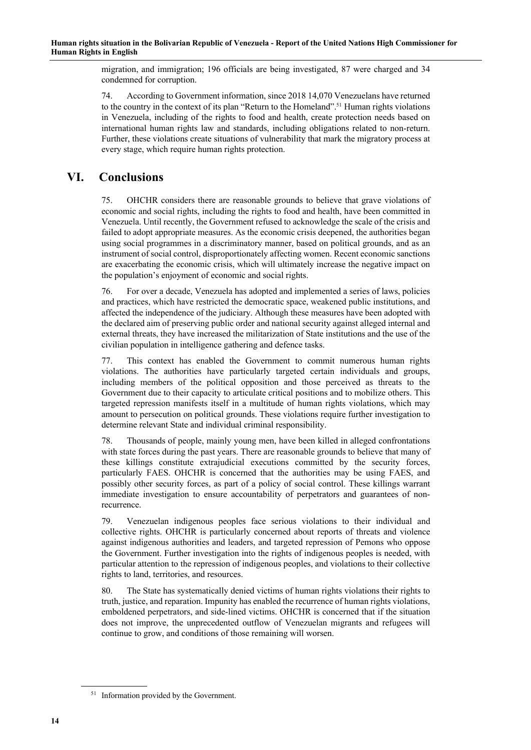migration, and immigration; 196 officials are being investigated, 87 were charged and 34 condemned for corruption.

74. According to Government information, since 2018 14,070 Venezuelans have returned to the country in the context of its plan "Return to the Homeland".[51] Human rights violations in Venezuela, including of the rights to food and health, create protection needs based on international human rights law and standards, including obligations related to non-return. Further, these violations create situations of vulnerability that mark the migratory process at every stage, which require human rights protection.

# VI. Conclusions

75. OHCHR considers there are reasonable grounds to believe that grave violations of economic and social rights, including the rights to food and health, have been committed in Venezuela. Until recently, the Government refused to acknowledge the scale of the crisis and failed to adopt appropriate measures. As the economic crisis deepened, the authorities began using social programmes in a discriminatory manner, based on political grounds, and as an instrument of social control, disproportionately affecting women. Recent economic sanctions are exacerbating the economic crisis, which will ultimately increase the negative impact on the population's enjoyment of economic and social rights.

76. For over a decade, Venezuela has adopted and implemented a series of laws, policies and practices, which have restricted the democratic space, weakened public institutions, and affected the independence of the judiciary. Although these measures have been adopted with the declared aim of preserving public order and national security against alleged internal and external threats, they have increased the militarization of State institutions and the use of the civilian population in intelligence gathering and defence tasks.

77. This context has enabled the Government to commit numerous human rights violations. The authorities have particularly targeted certain individuals and groups, including members of the political opposition and those perceived as threats to the Government due to their capacity to articulate critical positions and to mobilize others. This targeted repression manifests itself in a multitude of human rights violations, which may amount to persecution on political grounds. These violations require further investigation to determine relevant State and individual criminal responsibility.

78. Thousands of people, mainly young men, have been killed in alleged confrontations with state forces during the past years. There are reasonable grounds to believe that many of these killings constitute extrajudicial executions committed by the security forces, particularly FAES. OHCHR is concerned that the authorities may be using FAES, and possibly other security forces, as part of a policy of social control. These killings warrant immediate investigation to ensure accountability of perpetrators and guarantees of non-recurrence.

79. Venezuelan indigenous peoples face serious violations to their individual and collective rights. OHCHR is particularly concerned about reports of threats and violence against indigenous authorities and leaders, and targeted repression of Pemons who oppose the Government. Further investigation into the rights of indigenous peoples is needed, with particular attention to the repression of indigenous peoples, and violations to their collective rights to land, territories, and resources.

80. The State has systematically denied victims of human rights violations their rights to truth, justice, and reparation. Impunity has enabled the recurrence of human rights violations, emboldened perpetrators, and side-lined victims. OHCHR is concerned that if the situation does not improve, the unprecedented outflow of Venezuelan migrants and refugees will continue to grow, and conditions of those remaining will worsen.

[51] Information provided by the Government.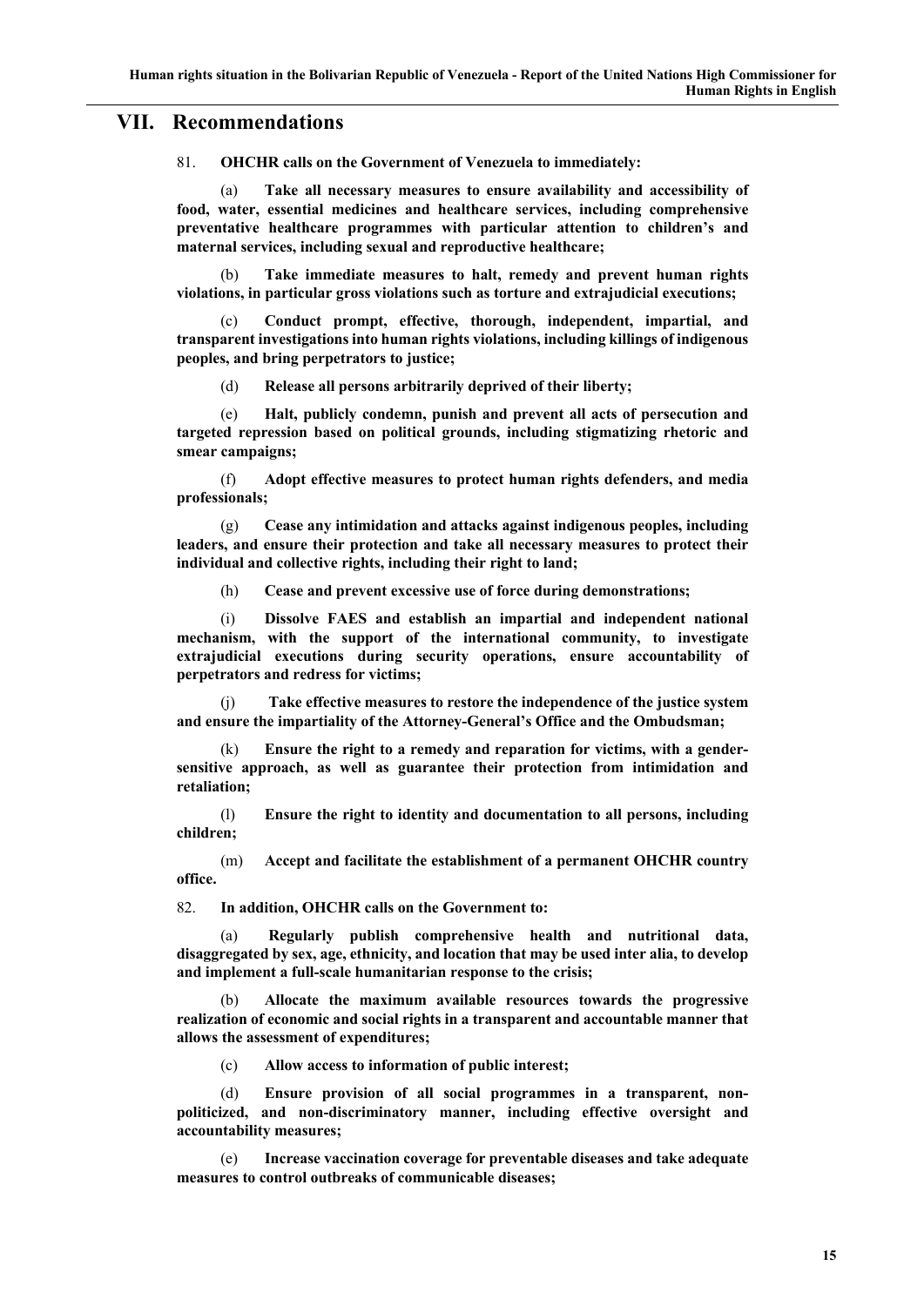## VII. Recommendations

81. **OHCHR calls on the Government of Venezuela to immediately:**

(a) **Take all necessary measures to ensure availability and accessibility of food, water, essential medicines and healthcare services, including comprehensive preventative healthcare programmes with particular attention to children's and maternal services, including sexual and reproductive healthcare;**

(b) **Take immediate measures to halt, remedy and prevent human rights violations, in particular gross violations such as torture and extrajudicial executions;**

(c) **Conduct prompt, effective, thorough, independent, impartial, and transparent investigations into human rights violations, including killings of indigenous peoples, and bring perpetrators to justice;**

(d) **Release all persons arbitrarily deprived of their liberty;**

(e) **Halt, publicly condemn, punish and prevent all acts of persecution and targeted repression based on political grounds, including stigmatizing rhetoric and smear campaigns;**

(f) **Adopt effective measures to protect human rights defenders, and media professionals;**

(g) **Cease any intimidation and attacks against indigenous peoples, including leaders, and ensure their protection and take all necessary measures to protect their individual and collective rights, including their right to land;**

(h) **Cease and prevent excessive use of force during demonstrations;**

(i) **Dissolve FAES and establish an impartial and independent national mechanism, with the support of the international community, to investigate extrajudicial executions during security operations, ensure accountability of perpetrators and redress for victims;**

(j) **Take effective measures to restore the independence of the justice system and ensure the impartiality of the Attorney-General's Office and the Ombudsman;**

(k) **Ensure the right to a remedy and reparation for victims, with a gender-sensitive approach, as well as guarantee their protection from intimidation and retaliation;**

(l) **Ensure the right to identity and documentation to all persons, including children;**

(m) **Accept and facilitate the establishment of a permanent OHCHR country office.**

82. **In addition, OHCHR calls on the Government to:**

(a) **Regularly publish comprehensive health and nutritional data, disaggregated by sex, age, ethnicity, and location that may be used inter alia, to develop and implement a full-scale humanitarian response to the crisis;**

(b) **Allocate the maximum available resources towards the progressive realization of economic and social rights in a transparent and accountable manner that allows the assessment of expenditures;**

(c) **Allow access to information of public interest;**

(d) **Ensure provision of all social programmes in a transparent, non-politicized, and non-discriminatory manner, including effective oversight and accountability measures;**

(e) **Increase vaccination coverage for preventable diseases and take adequate measures to control outbreaks of communicable diseases;**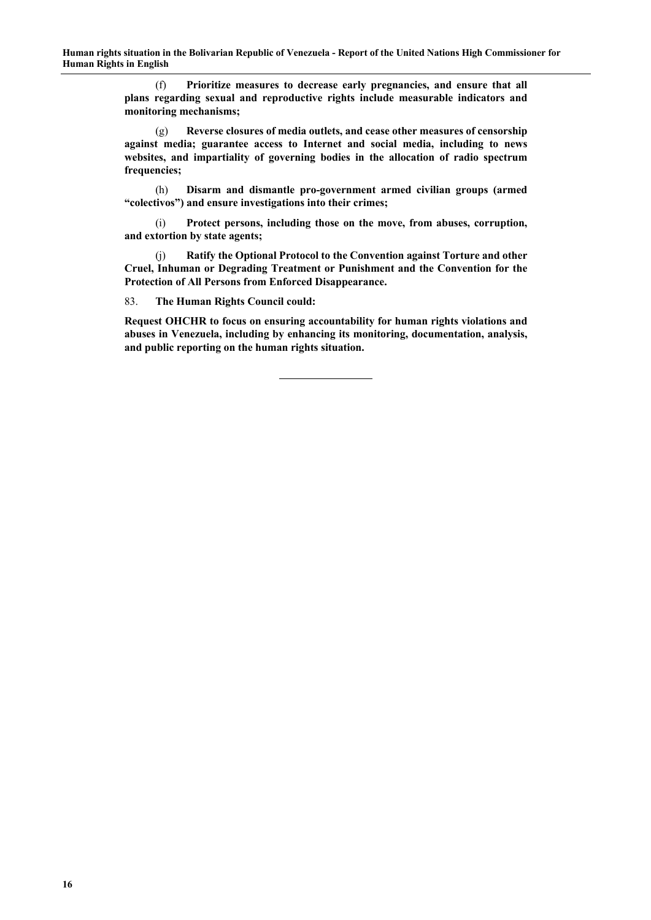(f) **Prioritize measures to decrease early pregnancies, and ensure that all plans regarding sexual and reproductive rights include measurable indicators and monitoring mechanisms;**

(g) **Reverse closures of media outlets, and cease other measures of censorship against media; guarantee access to Internet and social media, including to news websites, and impartiality of governing bodies in the allocation of radio spectrum frequencies;**

(h) **Disarm and dismantle pro-government armed civilian groups (armed "colectivos") and ensure investigations into their crimes;**

(i) **Protect persons, including those on the move, from abuses, corruption, and extortion by state agents;**

(j) **Ratify the Optional Protocol to the Convention against Torture and other Cruel, Inhuman or Degrading Treatment or Punishment and the Convention for the Protection of All Persons from Enforced Disappearance.**

83. **The Human Rights Council could:**

**Request OHCHR to focus on ensuring accountability for human rights violations and abuses in Venezuela, including by enhancing its monitoring, documentation, analysis, and public reporting on the human rights situation.**